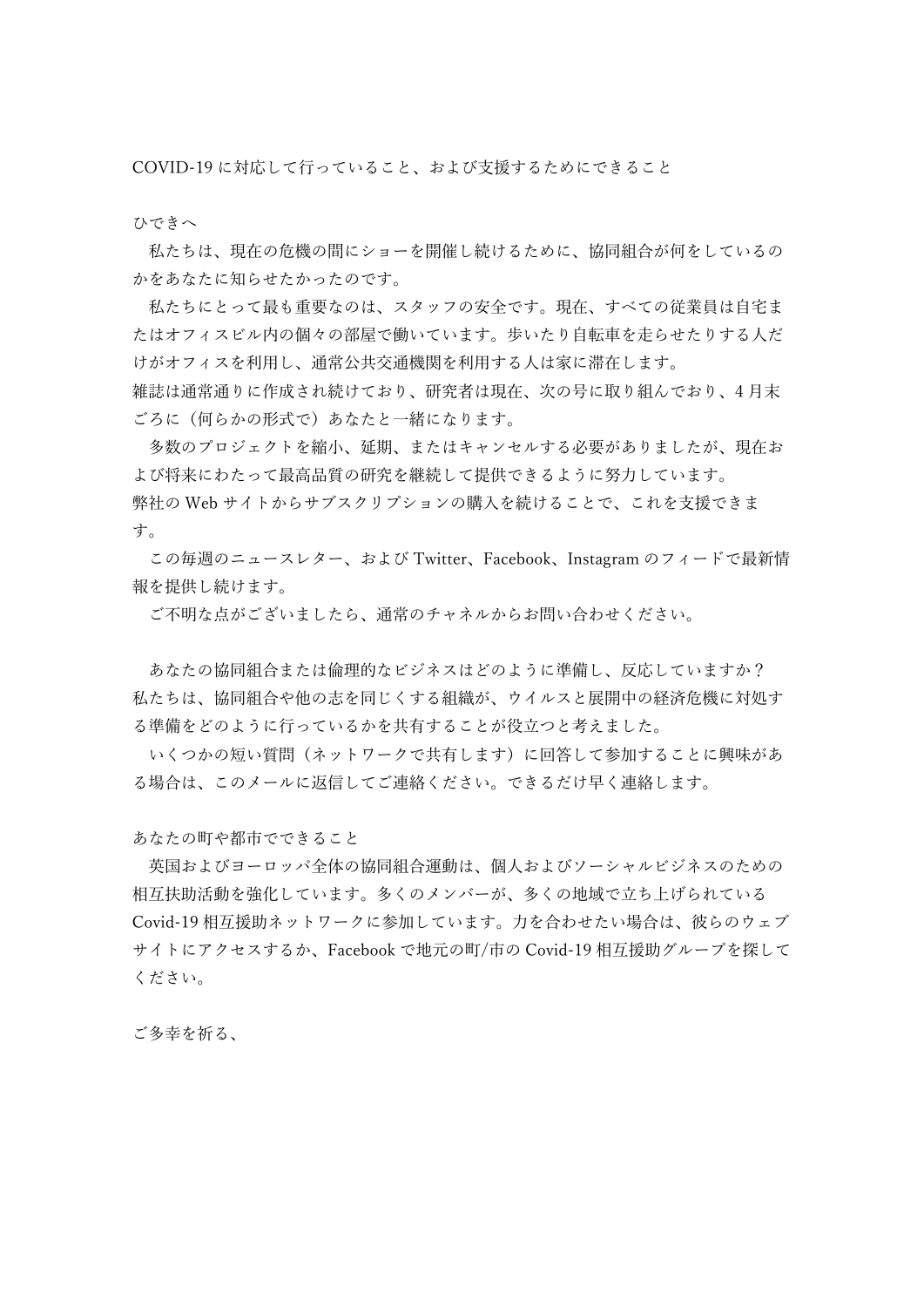COVID-19 に対応して行っていること、および支援するためにできること

ひできへ

　私たちは、現在の危機の間にショーを開催し続けるために、協同組合が何をしているのかをあなたに知らせたかったのです。

　私たちにとって最も重要なのは、スタッフの安全です。現在、すべての従業員は自宅またはオフィスビル内の個々の部屋で働いています。歩いたり自転車を走らせたりする人だけがオフィスを利用し、通常公共交通機関を利用する人は家に滞在します。

雑誌は通常通りに作成され続けており、研究者は現在、次の号に取り組んでおり、4 月末ごろに（何らかの形式で）あなたと一緒になります。

　多数のプロジェクトを縮小、延期、またはキャンセルする必要がありましたが、現在および将来にわたって最高品質の研究を継続して提供できるように努力しています。

弊社の Web サイトからサブスクリプションの購入を続けることで、これを支援できます。

　この毎週のニュースレター、および Twitter、Facebook、Instagram のフィードで最新情報を提供し続けます。

　ご不明な点がございましたら、通常のチャネルからお問い合わせください。

　あなたの協同組合または倫理的なビジネスはどのように準備し、反応していますか？

私たちは、協同組合や他の志を同じくする組織が、ウイルスと展開中の経済危機に対処する準備をどのように行っているかを共有することが役立つと考えました。

　いくつかの短い質問（ネットワークで共有します）に回答して参加することに興味がある場合は、このメールに返信してご連絡ください。できるだけ早く連絡します。

あなたの町や都市でできること

　英国およびヨーロッパ全体の協同組合運動は、個人およびソーシャルビジネスのための相互扶助活動を強化しています。多くのメンバーが、多くの地域で立ち上げられている Covid-19 相互援助ネットワークに参加しています。力を合わせたい場合は、彼らのウェブサイトにアクセスするか、Facebook で地元の町/市の Covid-19 相互援助グループを探してください。

ご多幸を祈る、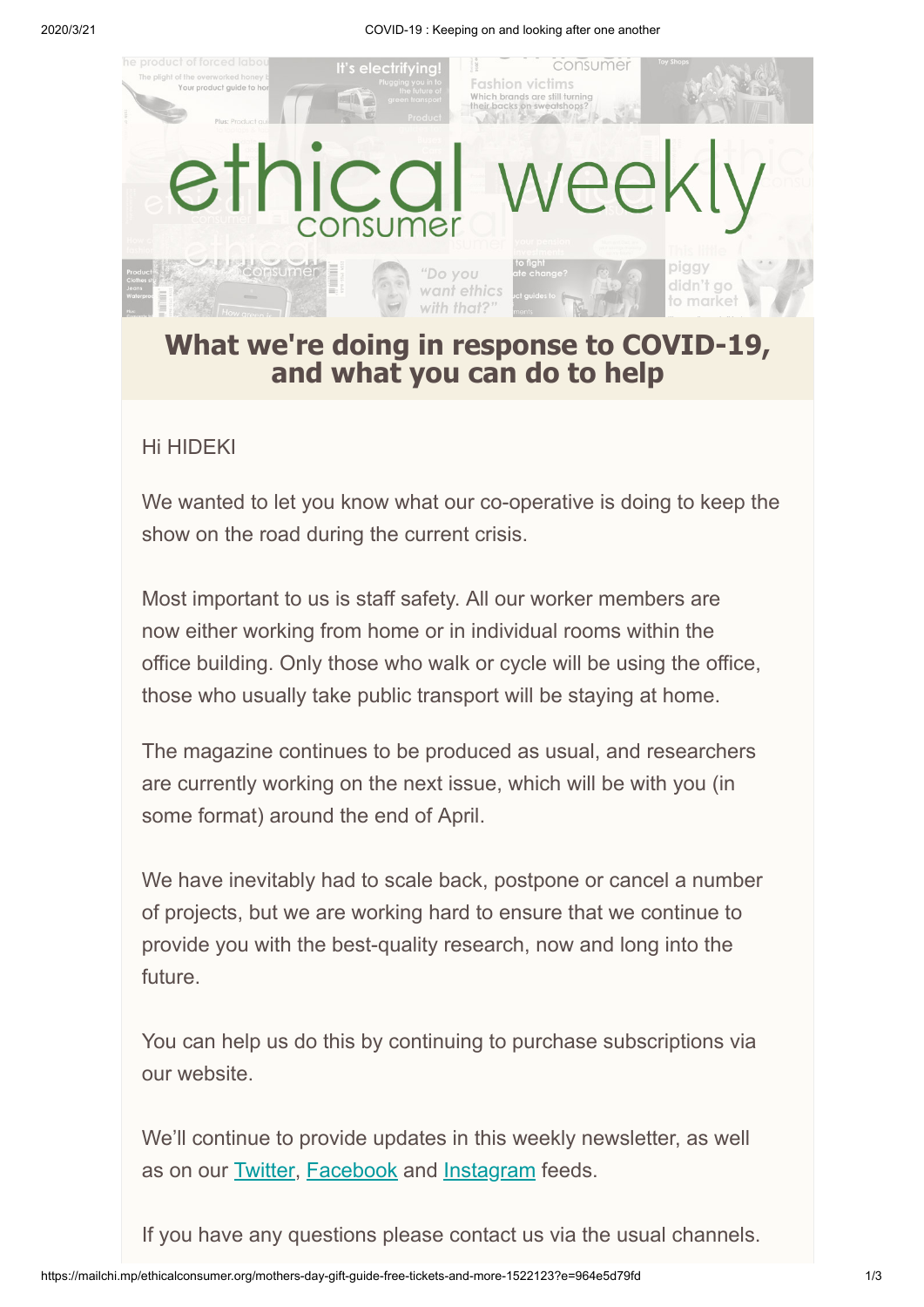## What we're doing in response to COVID-19, and what you can do to help

Hi HIDEKI

We wanted to let you know what our co-operative is doing to keep the show on the road during the current crisis.

Most important to us is staff safety. All our worker members are now either working from home or in individual rooms within the office building. Only those who walk or cycle will be using the office, those who usually take public transport will be staying at home.

The magazine continues to be produced as usual, and researchers are currently working on the next issue, which will be with you (in some format) around the end of April.

We have inevitably had to scale back, postpone or cancel a number of projects, but we are working hard to ensure that we continue to provide you with the best-quality research, now and long into the future.

You can help us do this by continuing to purchase subscriptions via our website.

We'll continue to provide updates in this weekly newsletter, as well as on our Twitter, Facebook and Instagram feeds.

If you have any questions please contact us via the usual channels.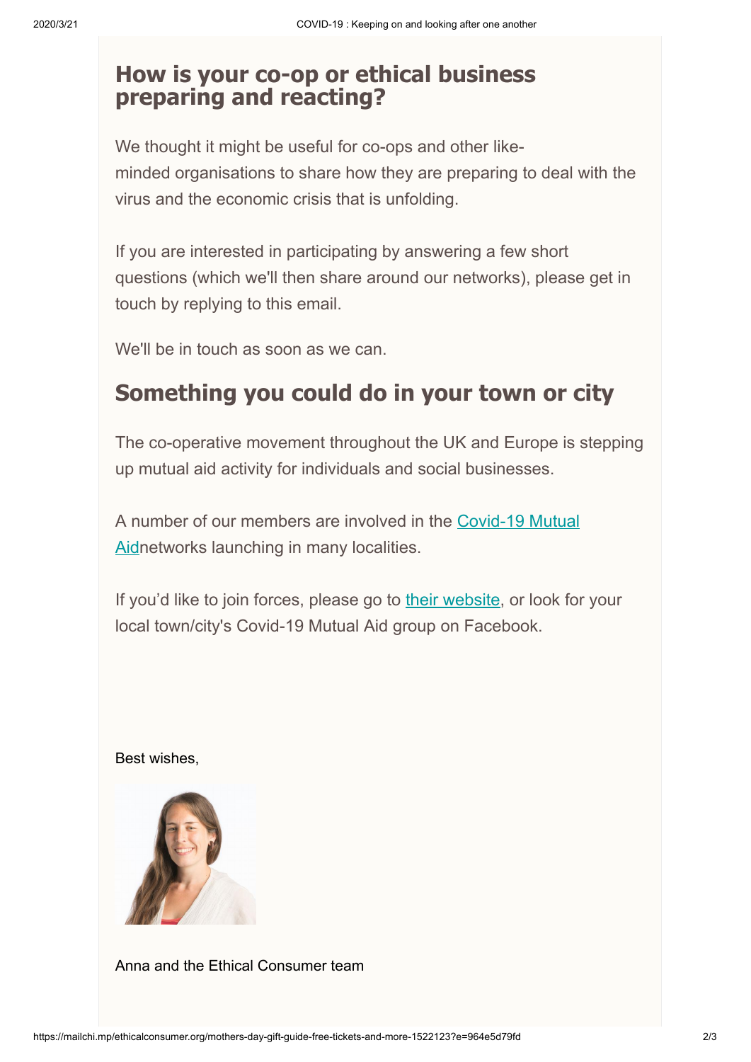## How is your co-op or ethical business preparing and reacting?

We thought it might be useful for co-ops and other like-minded organisations to share how they are preparing to deal with the virus and the economic crisis that is unfolding.

If you are interested in participating by answering a few short questions (which we'll then share around our networks), please get in touch by replying to this email.

We'll be in touch as soon as we can.

## Something you could do in your town or city

The co-operative movement throughout the UK and Europe is stepping up mutual aid activity for individuals and social businesses.

A number of our members are involved in the Covid-19 Mutual Aidnetworks launching in many localities.

If you'd like to join forces, please go to their website, or look for your local town/city's Covid-19 Mutual Aid group on Facebook.

Best wishes,

Anna and the Ethical Consumer team